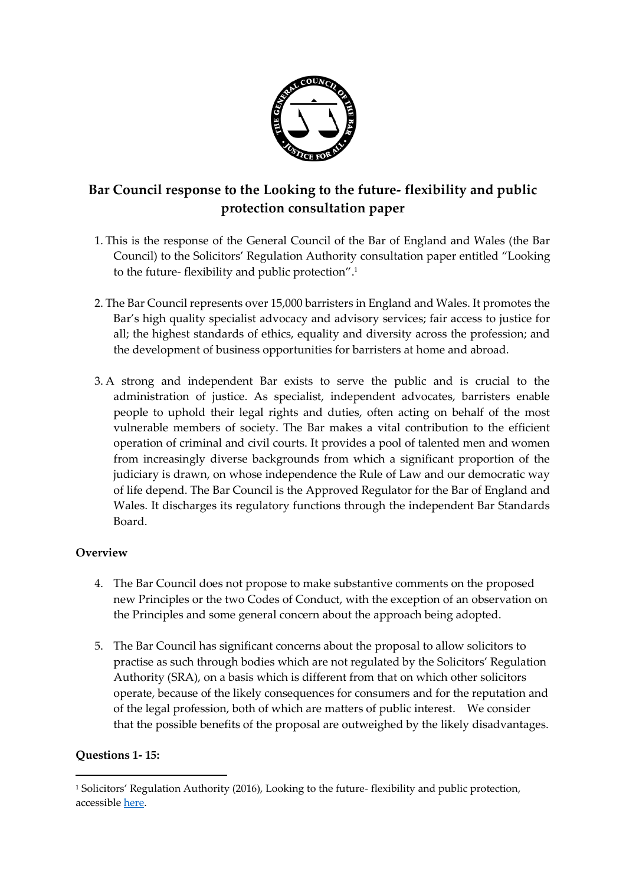# Bar Council response to the Looking to the future- flexibility and public protection consultation paper

1. This is the response of the General Council of the Bar of England and Wales (the Bar Council) to the Solicitors' Regulation Authority consultation paper entitled "Looking to the future- flexibility and public protection".[1]

2. The Bar Council represents over 15,000 barristers in England and Wales. It promotes the Bar's high quality specialist advocacy and advisory services; fair access to justice for all; the highest standards of ethics, equality and diversity across the profession; and the development of business opportunities for barristers at home and abroad.

3. A strong and independent Bar exists to serve the public and is crucial to the administration of justice. As specialist, independent advocates, barristers enable people to uphold their legal rights and duties, often acting on behalf of the most vulnerable members of society. The Bar makes a vital contribution to the efficient operation of criminal and civil courts. It provides a pool of talented men and women from increasingly diverse backgrounds from which a significant proportion of the judiciary is drawn, on whose independence the Rule of Law and our democratic way of life depend. The Bar Council is the Approved Regulator for the Bar of England and Wales. It discharges its regulatory functions through the independent Bar Standards Board.

## Overview

4. The Bar Council does not propose to make substantive comments on the proposed new Principles or the two Codes of Conduct, with the exception of an observation on the Principles and some general concern about the approach being adopted.

5. The Bar Council has significant concerns about the proposal to allow solicitors to practise as such through bodies which are not regulated by the Solicitors' Regulation Authority (SRA), on a basis which is different from that on which other solicitors operate, because of the likely consequences for consumers and for the reputation and of the legal profession, both of which are matters of public interest. We consider that the possible benefits of the proposal are outweighed by the likely disadvantages.

## Questions 1- 15:

[1] Solicitors' Regulation Authority (2016), Looking to the future- flexibility and public protection, accessible here.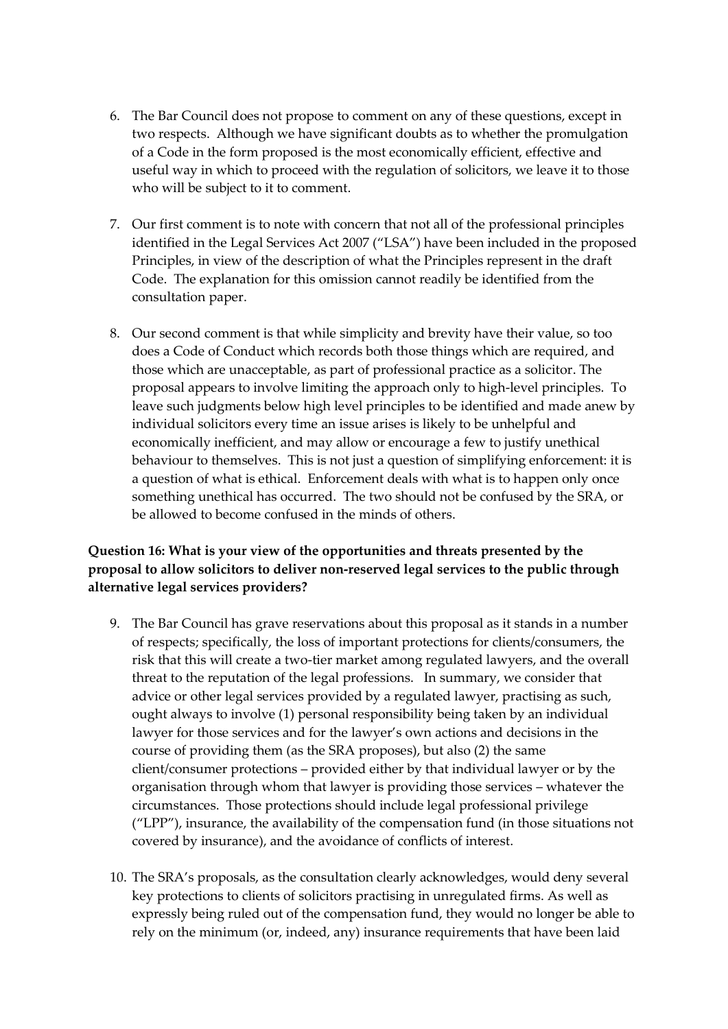6. The Bar Council does not propose to comment on any of these questions, except in two respects. Although we have significant doubts as to whether the promulgation of a Code in the form proposed is the most economically efficient, effective and useful way in which to proceed with the regulation of solicitors, we leave it to those who will be subject to it to comment.

7. Our first comment is to note with concern that not all of the professional principles identified in the Legal Services Act 2007 ("LSA") have been included in the proposed Principles, in view of the description of what the Principles represent in the draft Code. The explanation for this omission cannot readily be identified from the consultation paper.

8. Our second comment is that while simplicity and brevity have their value, so too does a Code of Conduct which records both those things which are required, and those which are unacceptable, as part of professional practice as a solicitor. The proposal appears to involve limiting the approach only to high-level principles. To leave such judgments below high level principles to be identified and made anew by individual solicitors every time an issue arises is likely to be unhelpful and economically inefficient, and may allow or encourage a few to justify unethical behaviour to themselves. This is not just a question of simplifying enforcement: it is a question of what is ethical. Enforcement deals with what is to happen only once something unethical has occurred. The two should not be confused by the SRA, or be allowed to become confused in the minds of others.

**Question 16: What is your view of the opportunities and threats presented by the proposal to allow solicitors to deliver non-reserved legal services to the public through alternative legal services providers?**

9. The Bar Council has grave reservations about this proposal as it stands in a number of respects; specifically, the loss of important protections for clients/consumers, the risk that this will create a two-tier market among regulated lawyers, and the overall threat to the reputation of the legal professions. In summary, we consider that advice or other legal services provided by a regulated lawyer, practising as such, ought always to involve (1) personal responsibility being taken by an individual lawyer for those services and for the lawyer's own actions and decisions in the course of providing them (as the SRA proposes), but also (2) the same client/consumer protections – provided either by that individual lawyer or by the organisation through whom that lawyer is providing those services – whatever the circumstances. Those protections should include legal professional privilege ("LPP"), insurance, the availability of the compensation fund (in those situations not covered by insurance), and the avoidance of conflicts of interest.

10. The SRA's proposals, as the consultation clearly acknowledges, would deny several key protections to clients of solicitors practising in unregulated firms. As well as expressly being ruled out of the compensation fund, they would no longer be able to rely on the minimum (or, indeed, any) insurance requirements that have been laid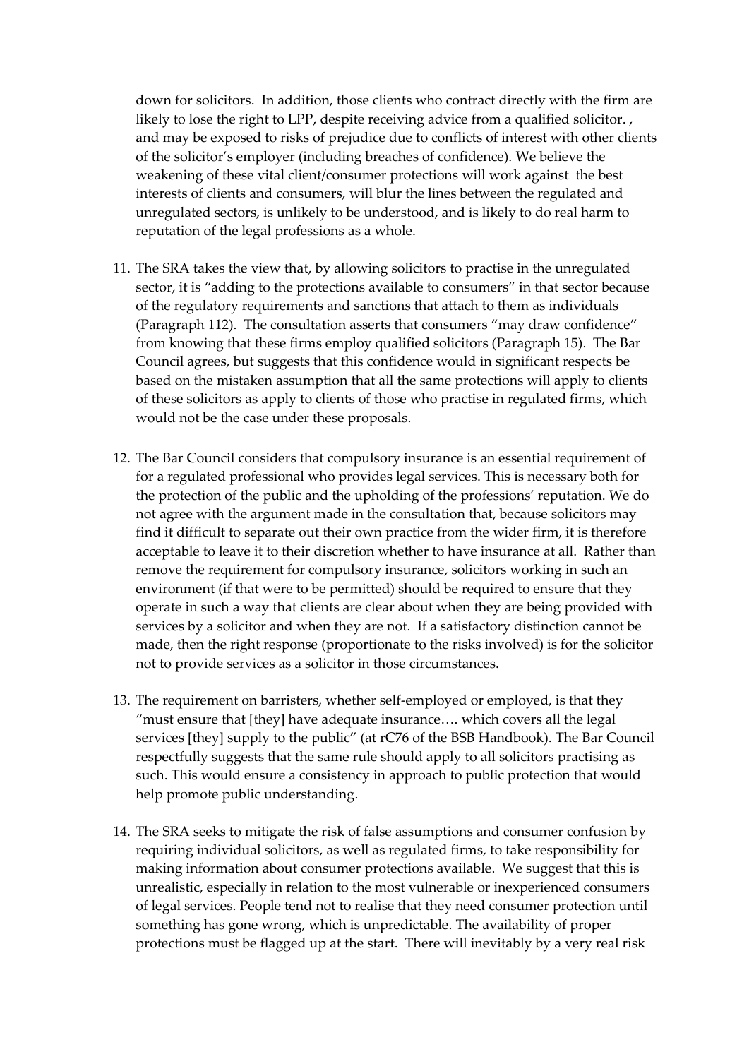down for solicitors. In addition, those clients who contract directly with the firm are likely to lose the right to LPP, despite receiving advice from a qualified solicitor. , and may be exposed to risks of prejudice due to conflicts of interest with other clients of the solicitor's employer (including breaches of confidence). We believe the weakening of these vital client/consumer protections will work against the best interests of clients and consumers, will blur the lines between the regulated and unregulated sectors, is unlikely to be understood, and is likely to do real harm to reputation of the legal professions as a whole.

11. The SRA takes the view that, by allowing solicitors to practise in the unregulated sector, it is "adding to the protections available to consumers" in that sector because of the regulatory requirements and sanctions that attach to them as individuals (Paragraph 112). The consultation asserts that consumers "may draw confidence" from knowing that these firms employ qualified solicitors (Paragraph 15). The Bar Council agrees, but suggests that this confidence would in significant respects be based on the mistaken assumption that all the same protections will apply to clients of these solicitors as apply to clients of those who practise in regulated firms, which would not be the case under these proposals.

12. The Bar Council considers that compulsory insurance is an essential requirement of for a regulated professional who provides legal services. This is necessary both for the protection of the public and the upholding of the professions' reputation. We do not agree with the argument made in the consultation that, because solicitors may find it difficult to separate out their own practice from the wider firm, it is therefore acceptable to leave it to their discretion whether to have insurance at all. Rather than remove the requirement for compulsory insurance, solicitors working in such an environment (if that were to be permitted) should be required to ensure that they operate in such a way that clients are clear about when they are being provided with services by a solicitor and when they are not. If a satisfactory distinction cannot be made, then the right response (proportionate to the risks involved) is for the solicitor not to provide services as a solicitor in those circumstances.

13. The requirement on barristers, whether self-employed or employed, is that they "must ensure that [they] have adequate insurance…. which covers all the legal services [they] supply to the public" (at rC76 of the BSB Handbook). The Bar Council respectfully suggests that the same rule should apply to all solicitors practising as such. This would ensure a consistency in approach to public protection that would help promote public understanding.

14. The SRA seeks to mitigate the risk of false assumptions and consumer confusion by requiring individual solicitors, as well as regulated firms, to take responsibility for making information about consumer protections available. We suggest that this is unrealistic, especially in relation to the most vulnerable or inexperienced consumers of legal services. People tend not to realise that they need consumer protection until something has gone wrong, which is unpredictable. The availability of proper protections must be flagged up at the start. There will inevitably by a very real risk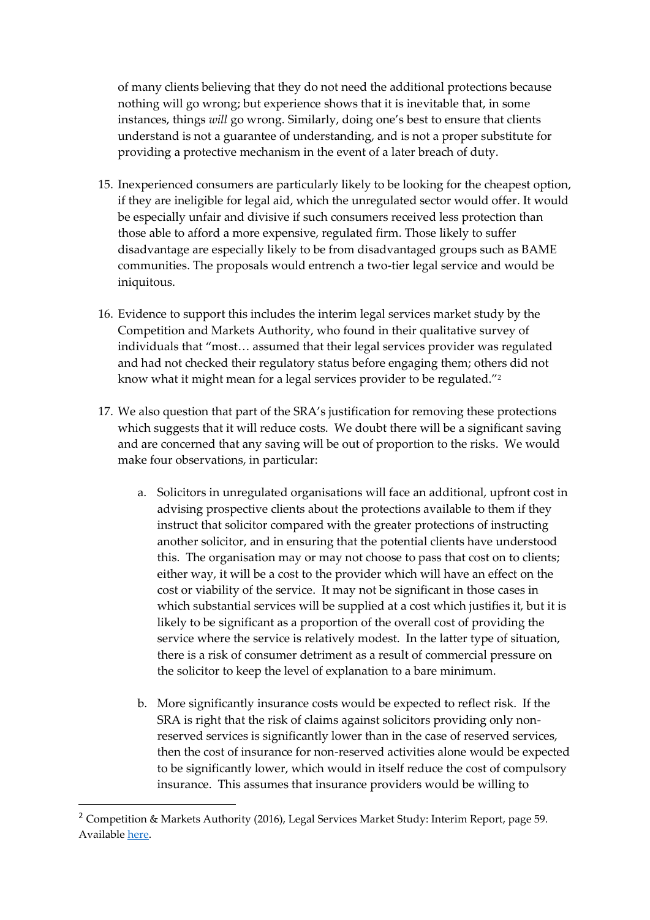of many clients believing that they do not need the additional protections because nothing will go wrong; but experience shows that it is inevitable that, in some instances, things *will* go wrong. Similarly, doing one's best to ensure that clients understand is not a guarantee of understanding, and is not a proper substitute for providing a protective mechanism in the event of a later breach of duty.

15. Inexperienced consumers are particularly likely to be looking for the cheapest option, if they are ineligible for legal aid, which the unregulated sector would offer. It would be especially unfair and divisive if such consumers received less protection than those able to afford a more expensive, regulated firm. Those likely to suffer disadvantage are especially likely to be from disadvantaged groups such as BAME communities. The proposals would entrench a two-tier legal service and would be iniquitous.

16. Evidence to support this includes the interim legal services market study by the Competition and Markets Authority, who found in their qualitative survey of individuals that "most… assumed that their legal services provider was regulated and had not checked their regulatory status before engaging them; others did not know what it might mean for a legal services provider to be regulated."[2]

17. We also question that part of the SRA's justification for removing these protections which suggests that it will reduce costs. We doubt there will be a significant saving and are concerned that any saving will be out of proportion to the risks. We would make four observations, in particular:

    a. Solicitors in unregulated organisations will face an additional, upfront cost in advising prospective clients about the protections available to them if they instruct that solicitor compared with the greater protections of instructing another solicitor, and in ensuring that the potential clients have understood this. The organisation may or may not choose to pass that cost on to clients; either way, it will be a cost to the provider which will have an effect on the cost or viability of the service. It may not be significant in those cases in which substantial services will be supplied at a cost which justifies it, but it is likely to be significant as a proportion of the overall cost of providing the service where the service is relatively modest. In the latter type of situation, there is a risk of consumer detriment as a result of commercial pressure on the solicitor to keep the level of explanation to a bare minimum.

    b. More significantly insurance costs would be expected to reflect risk. If the SRA is right that the risk of claims against solicitors providing only non-reserved services is significantly lower than in the case of reserved services, then the cost of insurance for non-reserved activities alone would be expected to be significantly lower, which would in itself reduce the cost of compulsory insurance. This assumes that insurance providers would be willing to

---

[2] Competition & Markets Authority (2016), Legal Services Market Study: Interim Report, page 59. Available here.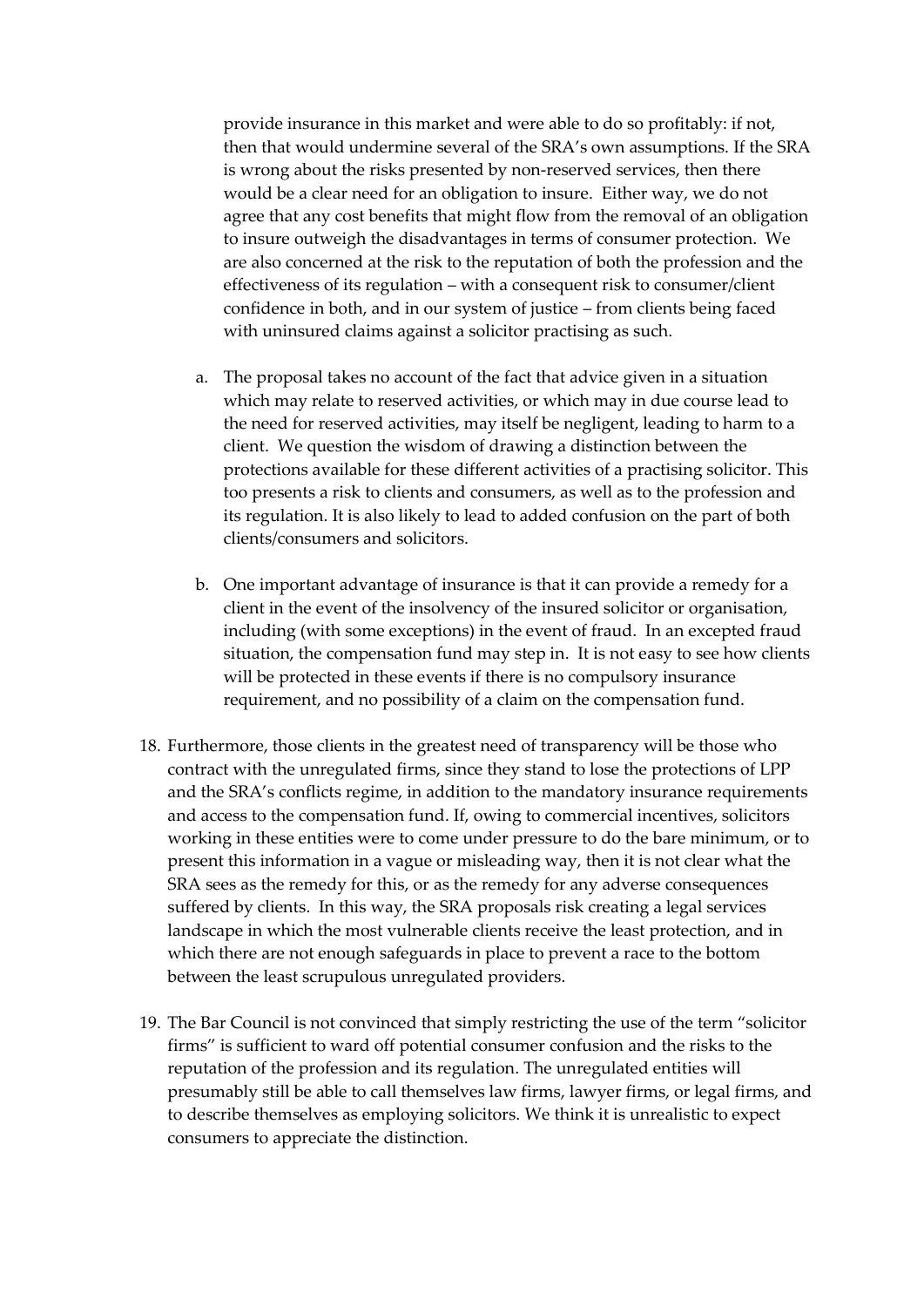provide insurance in this market and were able to do so profitably: if not, then that would undermine several of the SRA's own assumptions. If the SRA is wrong about the risks presented by non-reserved services, then there would be a clear need for an obligation to insure. Either way, we do not agree that any cost benefits that might flow from the removal of an obligation to insure outweigh the disadvantages in terms of consumer protection. We are also concerned at the risk to the reputation of both the profession and the effectiveness of its regulation – with a consequent risk to consumer/client confidence in both, and in our system of justice – from clients being faced with uninsured claims against a solicitor practising as such.

a. The proposal takes no account of the fact that advice given in a situation which may relate to reserved activities, or which may in due course lead to the need for reserved activities, may itself be negligent, leading to harm to a client. We question the wisdom of drawing a distinction between the protections available for these different activities of a practising solicitor. This too presents a risk to clients and consumers, as well as to the profession and its regulation. It is also likely to lead to added confusion on the part of both clients/consumers and solicitors.

b. One important advantage of insurance is that it can provide a remedy for a client in the event of the insolvency of the insured solicitor or organisation, including (with some exceptions) in the event of fraud. In an excepted fraud situation, the compensation fund may step in. It is not easy to see how clients will be protected in these events if there is no compulsory insurance requirement, and no possibility of a claim on the compensation fund.

18. Furthermore, those clients in the greatest need of transparency will be those who contract with the unregulated firms, since they stand to lose the protections of LPP and the SRA's conflicts regime, in addition to the mandatory insurance requirements and access to the compensation fund. If, owing to commercial incentives, solicitors working in these entities were to come under pressure to do the bare minimum, or to present this information in a vague or misleading way, then it is not clear what the SRA sees as the remedy for this, or as the remedy for any adverse consequences suffered by clients. In this way, the SRA proposals risk creating a legal services landscape in which the most vulnerable clients receive the least protection, and in which there are not enough safeguards in place to prevent a race to the bottom between the least scrupulous unregulated providers.

19. The Bar Council is not convinced that simply restricting the use of the term "solicitor firms" is sufficient to ward off potential consumer confusion and the risks to the reputation of the profession and its regulation. The unregulated entities will presumably still be able to call themselves law firms, lawyer firms, or legal firms, and to describe themselves as employing solicitors. We think it is unrealistic to expect consumers to appreciate the distinction.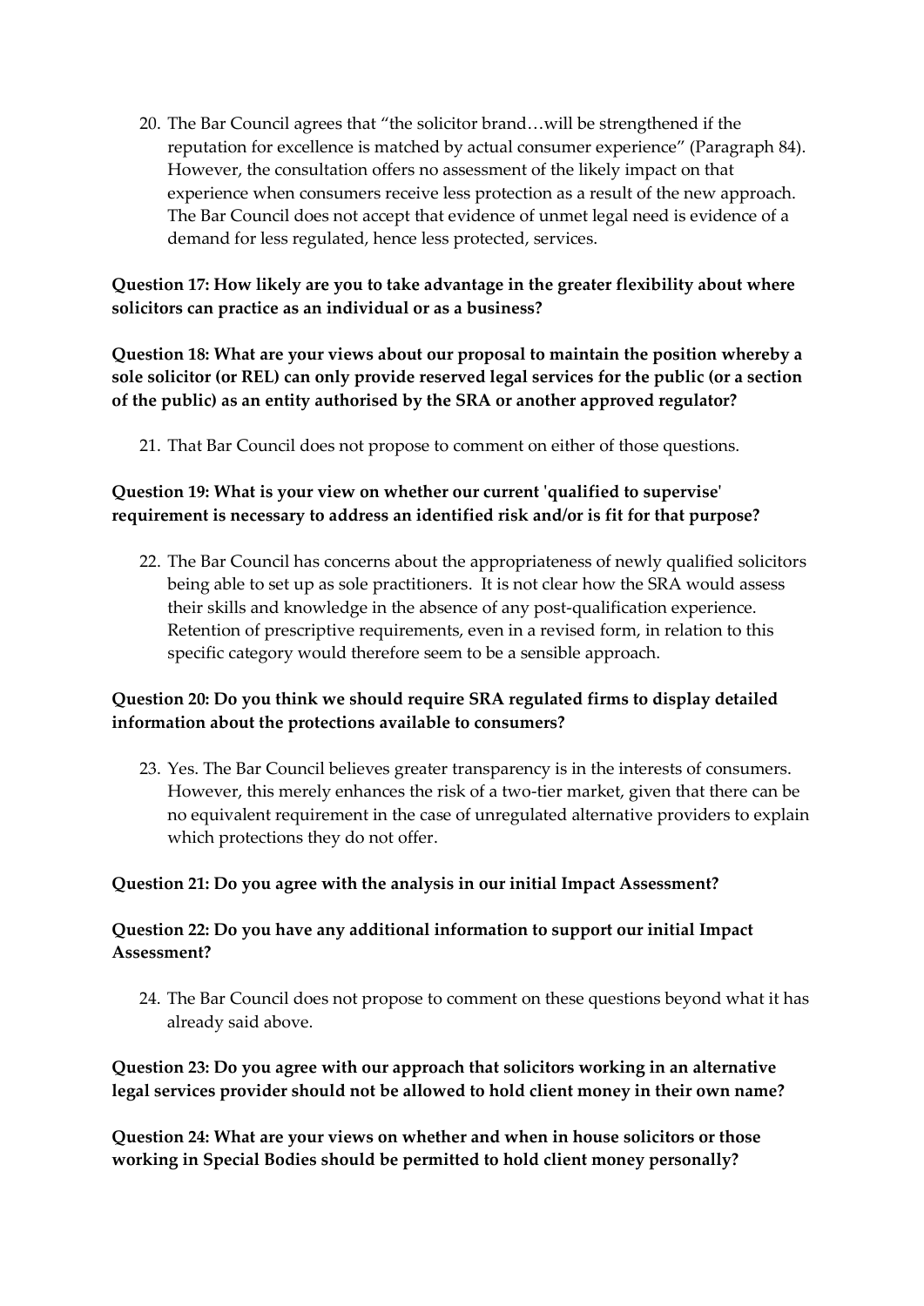20. The Bar Council agrees that "the solicitor brand…will be strengthened if the reputation for excellence is matched by actual consumer experience" (Paragraph 84). However, the consultation offers no assessment of the likely impact on that experience when consumers receive less protection as a result of the new approach. The Bar Council does not accept that evidence of unmet legal need is evidence of a demand for less regulated, hence less protected, services.

**Question 17: How likely are you to take advantage in the greater flexibility about where solicitors can practice as an individual or as a business?**

**Question 18: What are your views about our proposal to maintain the position whereby a sole solicitor (or REL) can only provide reserved legal services for the public (or a section of the public) as an entity authorised by the SRA or another approved regulator?**

21. That Bar Council does not propose to comment on either of those questions.

**Question 19: What is your view on whether our current 'qualified to supervise' requirement is necessary to address an identified risk and/or is fit for that purpose?**

22. The Bar Council has concerns about the appropriateness of newly qualified solicitors being able to set up as sole practitioners. It is not clear how the SRA would assess their skills and knowledge in the absence of any post-qualification experience. Retention of prescriptive requirements, even in a revised form, in relation to this specific category would therefore seem to be a sensible approach.

**Question 20: Do you think we should require SRA regulated firms to display detailed information about the protections available to consumers?**

23. Yes. The Bar Council believes greater transparency is in the interests of consumers. However, this merely enhances the risk of a two-tier market, given that there can be no equivalent requirement in the case of unregulated alternative providers to explain which protections they do not offer.

**Question 21: Do you agree with the analysis in our initial Impact Assessment?**

**Question 22: Do you have any additional information to support our initial Impact Assessment?**

24. The Bar Council does not propose to comment on these questions beyond what it has already said above.

**Question 23: Do you agree with our approach that solicitors working in an alternative legal services provider should not be allowed to hold client money in their own name?**

**Question 24: What are your views on whether and when in house solicitors or those working in Special Bodies should be permitted to hold client money personally?**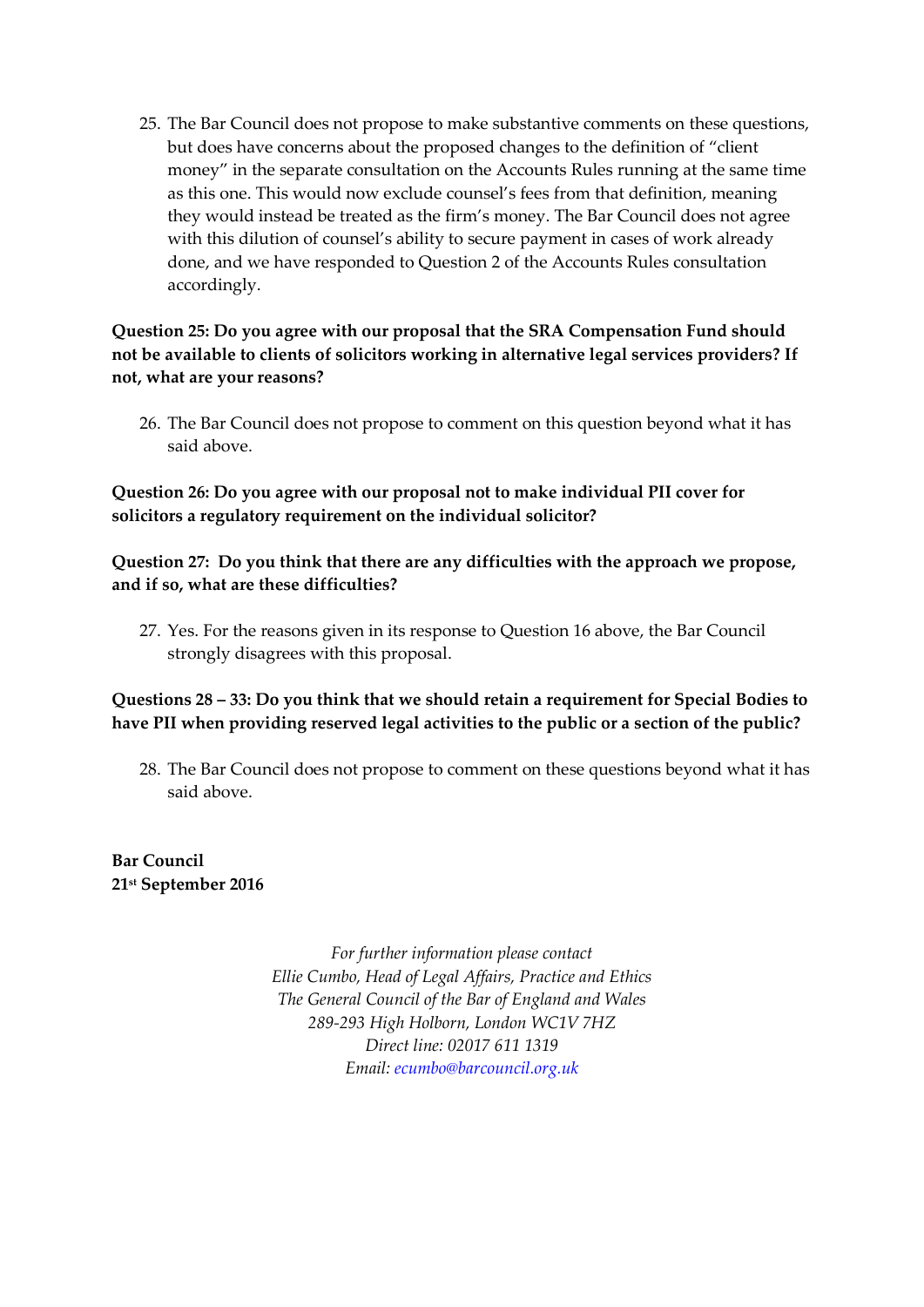25. The Bar Council does not propose to make substantive comments on these questions, but does have concerns about the proposed changes to the definition of "client money" in the separate consultation on the Accounts Rules running at the same time as this one. This would now exclude counsel's fees from that definition, meaning they would instead be treated as the firm's money. The Bar Council does not agree with this dilution of counsel's ability to secure payment in cases of work already done, and we have responded to Question 2 of the Accounts Rules consultation accordingly.

**Question 25: Do you agree with our proposal that the SRA Compensation Fund should not be available to clients of solicitors working in alternative legal services providers? If not, what are your reasons?**

26. The Bar Council does not propose to comment on this question beyond what it has said above.

**Question 26: Do you agree with our proposal not to make individual PII cover for solicitors a regulatory requirement on the individual solicitor?**

**Question 27: Do you think that there are any difficulties with the approach we propose, and if so, what are these difficulties?**

27. Yes. For the reasons given in its response to Question 16 above, the Bar Council strongly disagrees with this proposal.

**Questions 28 – 33: Do you think that we should retain a requirement for Special Bodies to have PII when providing reserved legal activities to the public or a section of the public?**

28. The Bar Council does not propose to comment on these questions beyond what it has said above.

**Bar Council**
**21st September 2016**

*For further information please contact*
*Ellie Cumbo, Head of Legal Affairs, Practice and Ethics*
*The General Council of the Bar of England and Wales*
*289-293 High Holborn, London WC1V 7HZ*
*Direct line: 02017 611 1319*
*Email: ecumbo@barcouncil.org.uk*